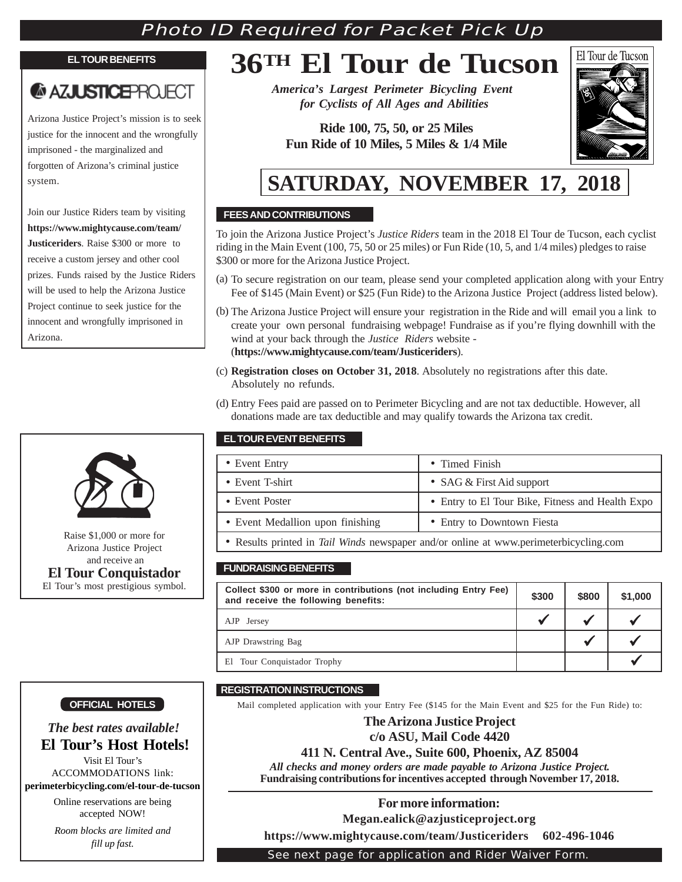Photo ID Required for Packet Pick Up

# 36TH El Tour de Tucson

***America's Largest Perimeter Bicycling Event for Cyclists of All Ages and Abilities***

**Ride 100, 75, 50, or 25 Miles**
**Fun Ride of 10 Miles, 5 Miles & 1/4 Mile**

## SATURDAY, NOVEMBER 17, 2018

### FEES AND CONTRIBUTIONS

To join the Arizona Justice Project's *Justice Riders* team in the 2018 El Tour de Tucson, each cyclist riding in the Main Event (100, 75, 50 or 25 miles) or Fun Ride (10, 5, and 1/4 miles) pledges to raise $300 or more for the Arizona Justice Project.

(a) To secure registration on our team, please send your completed application along with your Entry Fee of $145 (Main Event) or $25 (Fun Ride) to the Arizona Justice Project (address listed below).

(b) The Arizona Justice Project will ensure your registration in the Ride and will email you a link to create your own personal fundraising webpage! Fundraise as if you're flying downhill with the wind at your back through the *Justice Riders* website - (**https://www.mightycause.com/team/Justiceriders**).

(c) **Registration closes on October 31, 2018**. Absolutely no registrations after this date. Absolutely no refunds.

(d) Entry Fees paid are passed on to Perimeter Bicycling and are not tax deductible. However, all donations made are tax deductible and may qualify towards the Arizona tax credit.

### EL TOUR EVENT BENEFITS

| | |
|---|---|
| • Event Entry | • Timed Finish |
| • Event T-shirt | • SAG & First Aid support |
| • Event Poster | • Entry to El Tour Bike, Fitness and Health Expo |
| • Event Medallion upon finishing | • Entry to Downtown Fiesta |
| • Results printed in *Tail Winds* newspaper and/or online at www.perimeterbicycling.com | |

### FUNDRAISING BENEFITS

| Collect $300 or more in contributions (not including Entry Fee) and receive the following benefits: | $300 | $800 | $1,000 |
|---|---|---|---|
| AJP Jersey | ✔ | ✔ | ✔ |
| AJP Drawstring Bag | | ✔ | ✔ |
| El Tour Conquistador Trophy | | | ✔ |

### REGISTRATION INSTRUCTIONS

Mail completed application with your Entry Fee ($145 for the Main Event and $25 for the Fun Ride) to:

**The Arizona Justice Project**
**c/o ASU, Mail Code 4420**
**411 N. Central Ave., Suite 600, Phoenix, AZ 85004**

***All checks and money orders are made payable to Arizona Justice Project.***
**Fundraising contributions for incentives accepted through November 17, 2018.**

**For more information:**
**Megan.ealick@azjusticeproject.org**
**https://www.mightycause.com/team/Justiceriders 602-496-1046**

See next page for application and Rider Waiver Form.

### EL TOUR BENEFITS

AZJUSTICEPROJECT

Arizona Justice Project's mission is to seek justice for the innocent and the wrongfully imprisoned - the marginalized and forgotten of Arizona's criminal justice system.

Join our Justice Riders team by visiting **https://www.mightycause.com/team/Justiceriders**. Raise $300 or more to receive a custom jersey and other cool prizes. Funds raised by the Justice Riders will be used to help the Arizona Justice Project continue to seek justice for the innocent and wrongfully imprisoned in Arizona.

Raise $1,000 or more for Arizona Justice Project and receive an
**El Tour Conquistador**
El Tour's most prestigious symbol.

### OFFICIAL HOTELS

***The best rates available!***
**El Tour's Host Hotels!**

Visit El Tour's ACCOMMODATIONS link:
**perimeterbicycling.com/el-tour-de-tucson**

Online reservations are being accepted NOW!

*Room blocks are limited and fill up fast.*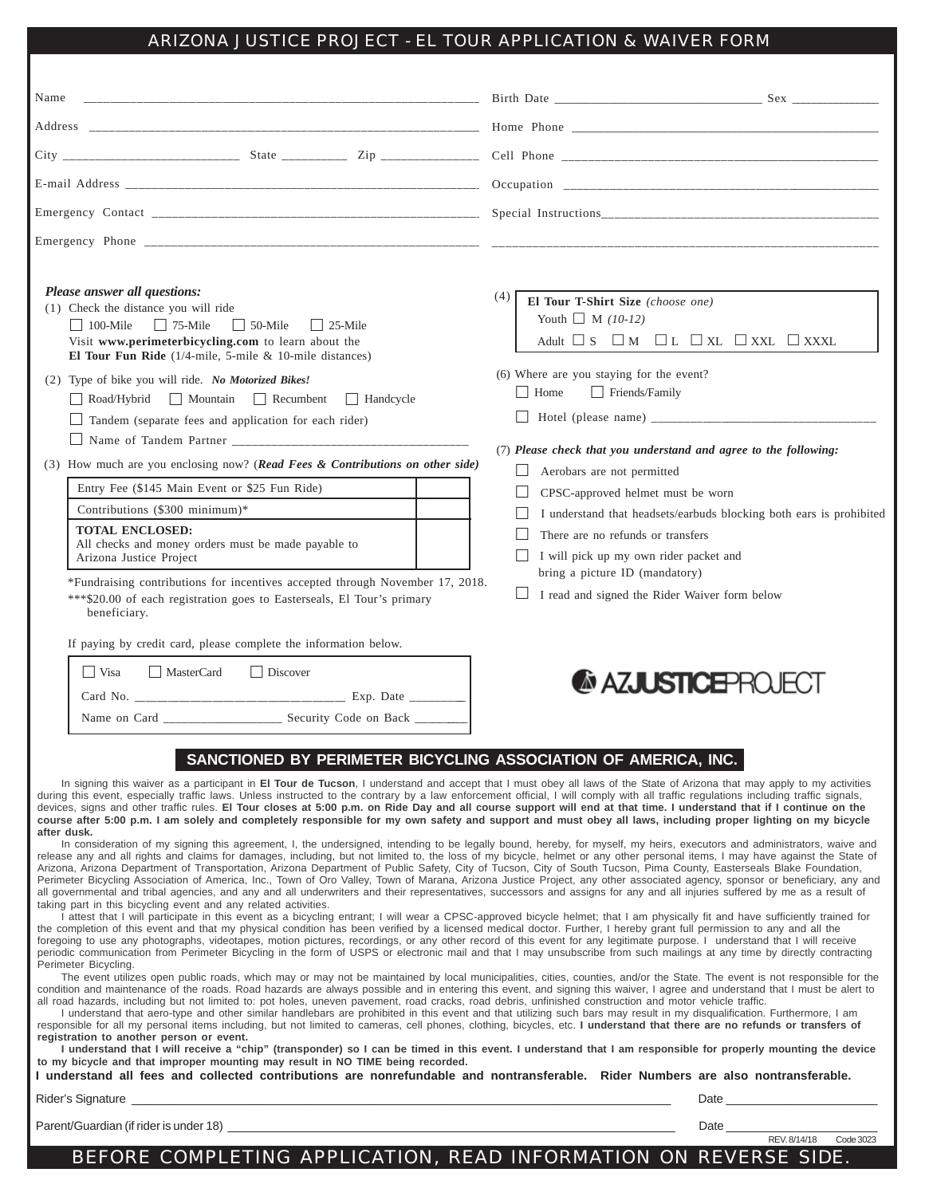# ARIZONA JUSTICE PROJECT - EL TOUR APPLICATION & WAIVER FORM

Name ______________________________ Birth Date ______________ Sex ________

Address ______________________________ Home Phone ______________________

City ______________ State ________ Zip __________ Cell Phone ______________________

E-mail Address ______________________________ Occupation ______________________

Emergency Contact ______________________________ Special Instructions______________________

Emergency Phone ______________________________ ______________________________

*Please answer all questions:*

(1) Check the distance you will ride

☐ 100-Mile ☐ 75-Mile ☐ 50-Mile ☐ 25-Mile

Visit **www.perimeterbicycling.com** to learn about the **El Tour Fun Ride** (1/4-mile, 5-mile & 10-mile distances)

(2) Type of bike you will ride. ***No Motorized Bikes!***

☐ Road/Hybrid ☐ Mountain ☐ Recumbent ☐ Handcycle

☐ Tandem (separate fees and application for each rider)

☐ Name of Tandem Partner ______________________________

(3) How much are you enclosing now? (***Read Fees & Contributions on other side)***

| | |
|---|---|
| Entry Fee ($145 Main Event or $25 Fun Ride) | |
| Contributions ($300 minimum)* | |
| **TOTAL ENCLOSED:** All checks and money orders must be made payable to Arizona Justice Project | |

*Fundraising contributions for incentives accepted through November 17, 2018.

***$20.00 of each registration goes to Easterseals, El Tour's primary beneficiary.

If paying by credit card, please complete the information below.

☐ Visa ☐ MasterCard ☐ Discover

Card No. ______________________________ Exp. Date ________

Name on Card ________________ Security Code on Back ________

(4) **El Tour T-Shirt Size** *(choose one)*

Youth ☐ M *(10-12)*

Adult ☐ S ☐ M ☐ L ☐ XL ☐ XXL ☐ XXXL

(6) Where are you staying for the event?

☐ Home ☐ Friends/Family

☐ Hotel (please name) ______________________________

(7) ***Please check that you understand and agree to the following:***

☐ Aerobars are not permitted

☐ CPSC-approved helmet must be worn

☐ I understand that headsets/earbuds blocking both ears is prohibited

☐ There are no refunds or transfers

☐ I will pick up my own rider packet and bring a picture ID (mandatory)

☐ I read and signed the Rider Waiver form below

AZJUSTICEPROJECT

## SANCTIONED BY PERIMETER BICYCLING ASSOCIATION OF AMERICA, INC.

In signing this waiver as a participant in **El Tour de Tucson**, I understand and accept that I must obey all laws of the State of Arizona that may apply to my activities during this event, especially traffic laws. Unless instructed to the contrary by a law enforcement official, I will comply with all traffic regulations including traffic signals, devices, signs and other traffic rules. **El Tour closes at 5:00 p.m. on Ride Day and all course support will end at that time. I understand that if I continue on the course after 5:00 p.m. I am solely and completely responsible for my own safety and support and must obey all laws, including proper lighting on my bicycle after dusk.**

In consideration of my signing this agreement, I, the undersigned, intending to be legally bound, hereby, for myself, my heirs, executors and administrators, waive and release any and all rights and claims for damages, including, but not limited to, the loss of my bicycle, helmet or any other personal items, I may have against the State of Arizona, Arizona Department of Transportation, Arizona Department of Public Safety, City of Tucson, City of South Tucson, Pima County, Easterseals Blake Foundation, Perimeter Bicycling Association of America, Inc., Town of Oro Valley, Town of Marana, Arizona Justice Project, any other associated agency, sponsor or beneficiary, any and all governmental and tribal agencies, and any and all underwriters and their representatives, successors and assigns for any and all injuries suffered by me as a result of taking part in this bicycling event and any related activities.

I attest that I will participate in this event as a bicycling entrant; I will wear a CPSC-approved bicycle helmet; that I am physically fit and have sufficiently trained for the completion of this event and that my physical condition has been verified by a licensed medical doctor. Further, I hereby grant full permission to any and all the foregoing to use any photographs, videotapes, motion pictures, recordings, or any other record of this event for any legitimate purpose. I understand that I will receive periodic communication from Perimeter Bicycling in the form of USPS or electronic mail and that I may unsubscribe from such mailings at any time by directly contracting Perimeter Bicycling.

The event utilizes open public roads, which may or may not be maintained by local municipalities, cities, counties, and/or the State. The event is not responsible for the condition and maintenance of the roads. Road hazards are always possible and in entering this event, and signing this waiver, I agree and understand that I must be alert to all road hazards, including but not limited to: pot holes, uneven pavement, road cracks, road debris, unfinished construction and motor vehicle traffic.

I understand that aero-type and other similar handlebars are prohibited in this event and that utilizing such bars may result in my disqualification. Furthermore, I am responsible for all my personal items including, but not limited to cameras, cell phones, clothing, bicycles, etc. **I understand that there are no refunds or transfers of registration to another person or event.**

**I understand that I will receive a "chip" (transponder) so I can be timed in this event. I understand that I am responsible for properly mounting the device to my bicycle and that improper mounting may result in NO TIME being recorded.**

**I understand all fees and collected contributions are nonrefundable and nontransferable. Rider Numbers are also nontransferable.**

Rider's Signature ______________________________ Date ______________

Parent/Guardian (if rider is under 18) ______________________________ Date ______________

REV. 8/14/18 Code 3023

BEFORE COMPLETING APPLICATION, READ INFORMATION ON REVERSE SIDE.